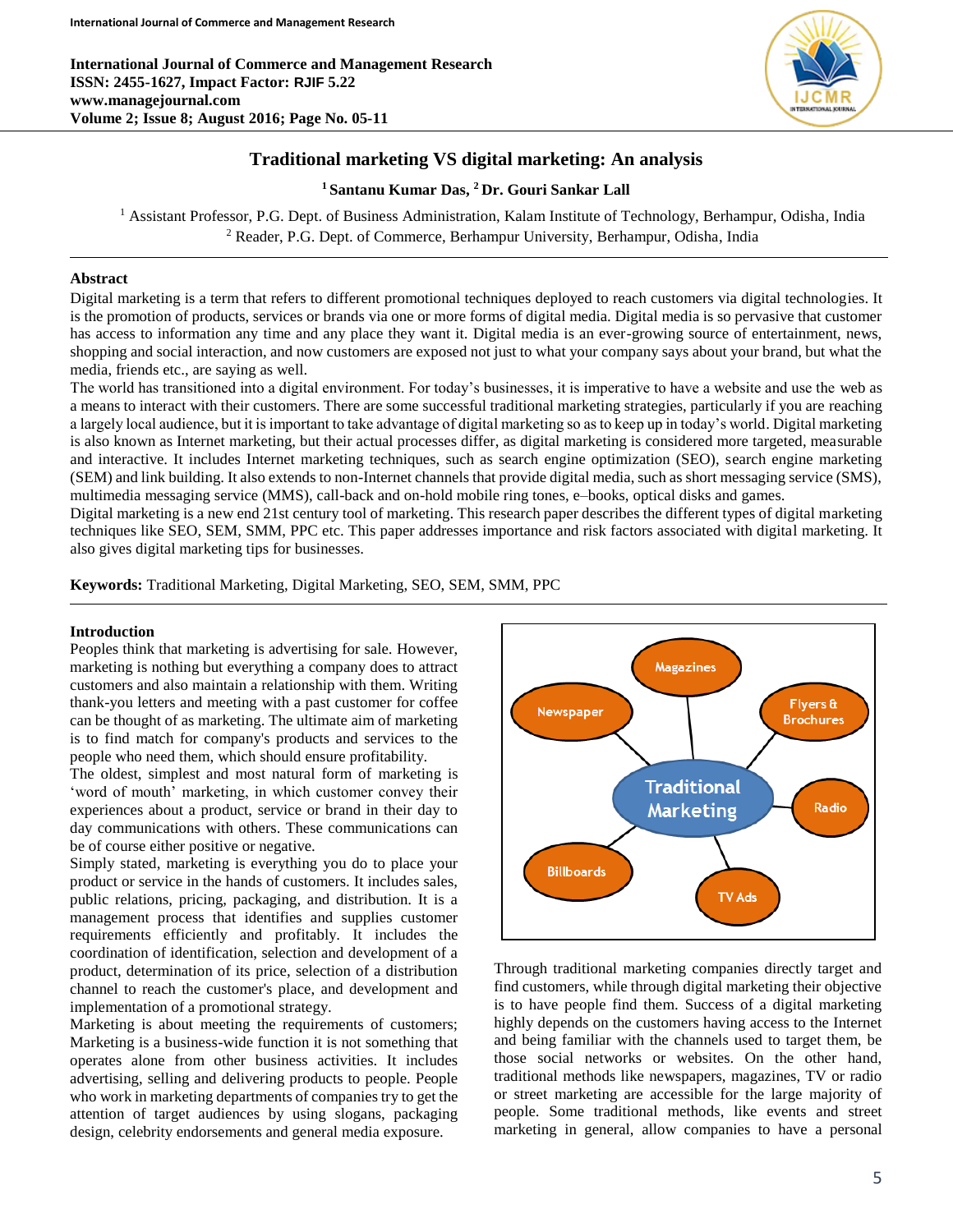# Traditional marketing VS digital marketing: An analysis

**[1] Santanu Kumar Das, [2] Dr. Gouri Sankar Lall**

[1] Assistant Professor, P.G. Dept. of Business Administration, Kalam Institute of Technology, Berhampur, Odisha, India
[2] Reader, P.G. Dept. of Commerce, Berhampur University, Berhampur, Odisha, India

## Abstract

Digital marketing is a term that refers to different promotional techniques deployed to reach customers via digital technologies. It is the promotion of products, services or brands via one or more forms of digital media. Digital media is so pervasive that customer has access to information any time and any place they want it. Digital media is an ever-growing source of entertainment, news, shopping and social interaction, and now customers are exposed not just to what your company says about your brand, but what the media, friends etc., are saying as well.

The world has transitioned into a digital environment. For today's businesses, it is imperative to have a website and use the web as a means to interact with their customers. There are some successful traditional marketing strategies, particularly if you are reaching a largely local audience, but it is important to take advantage of digital marketing so as to keep up in today's world. Digital marketing is also known as Internet marketing, but their actual processes differ, as digital marketing is considered more targeted, measurable and interactive. It includes Internet marketing techniques, such as search engine optimization (SEO), search engine marketing (SEM) and link building. It also extends to non-Internet channels that provide digital media, such as short messaging service (SMS), multimedia messaging service (MMS), call-back and on-hold mobile ring tones, e–books, optical disks and games.

Digital marketing is a new end 21st century tool of marketing. This research paper describes the different types of digital marketing techniques like SEO, SEM, SMM, PPC etc. This paper addresses importance and risk factors associated with digital marketing. It also gives digital marketing tips for businesses.

**Keywords:** Traditional Marketing, Digital Marketing, SEO, SEM, SMM, PPC

## Introduction

Peoples think that marketing is advertising for sale. However, marketing is nothing but everything a company does to attract customers and also maintain a relationship with them. Writing thank-you letters and meeting with a past customer for coffee can be thought of as marketing. The ultimate aim of marketing is to find match for company's products and services to the people who need them, which should ensure profitability.

The oldest, simplest and most natural form of marketing is 'word of mouth' marketing, in which customer convey their experiences about a product, service or brand in their day to day communications with others. These communications can be of course either positive or negative.

Simply stated, marketing is everything you do to place your product or service in the hands of customers. It includes sales, public relations, pricing, packaging, and distribution. It is a management process that identifies and supplies customer requirements efficiently and profitably. It includes the coordination of identification, selection and development of a product, determination of its price, selection of a distribution channel to reach the customer's place, and development and implementation of a promotional strategy.

Marketing is about meeting the requirements of customers; Marketing is a business-wide function it is not something that operates alone from other business activities. It includes advertising, selling and delivering products to people. People who work in marketing departments of companies try to get the attention of target audiences by using slogans, packaging design, celebrity endorsements and general media exposure.

Traditional Marketing: Newspaper, Magazines, Flyers & Brochures, Radio, TV Ads, Billboards

Through traditional marketing companies directly target and find customers, while through digital marketing their objective is to have people find them. Success of a digital marketing highly depends on the customers having access to the Internet and being familiar with the channels used to target them, be those social networks or websites. On the other hand, traditional methods like newspapers, magazines, TV or radio or street marketing are accessible for the large majority of people. Some traditional methods, like events and street marketing in general, allow companies to have a personal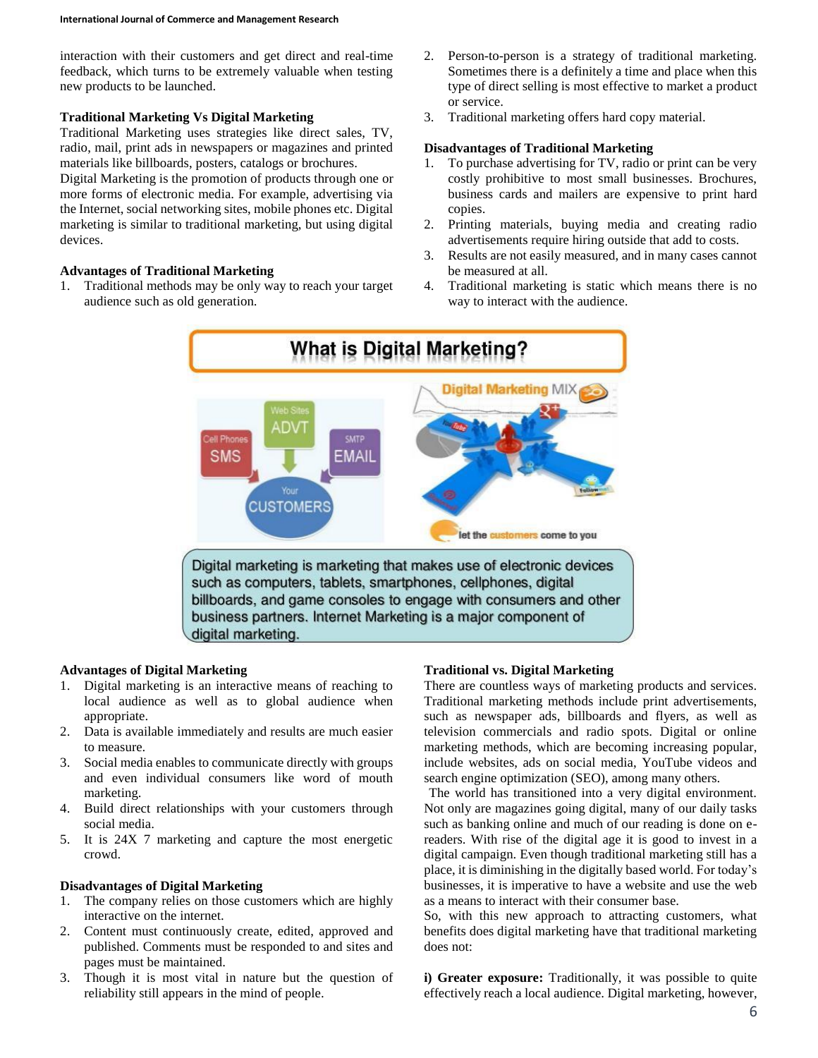interaction with their customers and get direct and real-time feedback, which turns to be extremely valuable when testing new products to be launched.

### Traditional Marketing Vs Digital Marketing

Traditional Marketing uses strategies like direct sales, TV, radio, mail, print ads in newspapers or magazines and printed materials like billboards, posters, catalogs or brochures.

Digital Marketing is the promotion of products through one or more forms of electronic media. For example, advertising via the Internet, social networking sites, mobile phones etc. Digital marketing is similar to traditional marketing, but using digital devices.

### Advantages of Traditional Marketing

1. Traditional methods may be only way to reach your target audience such as old generation.
2. Person-to-person is a strategy of traditional marketing. Sometimes there is a definitely a time and place when this type of direct selling is most effective to market a product or service.
3. Traditional marketing offers hard copy material.

### Disadvantages of Traditional Marketing

1. To purchase advertising for TV, radio or print can be very costly prohibitive to most small businesses. Brochures, business cards and mailers are expensive to print hard copies.
2. Printing materials, buying media and creating radio advertisements require hiring outside that add to costs.
3. Results are not easily measured, and in many cases cannot be measured at all.
4. Traditional marketing is static which means there is no way to interact with the audience.

What is Digital Marketing?

Digital marketing is marketing that makes use of electronic devices such as computers, tablets, smartphones, cellphones, digital billboards, and game consoles to engage with consumers and other business partners. Internet Marketing is a major component of digital marketing.

### Advantages of Digital Marketing

1. Digital marketing is an interactive means of reaching to local audience as well as to global audience when appropriate.
2. Data is available immediately and results are much easier to measure.
3. Social media enables to communicate directly with groups and even individual consumers like word of mouth marketing.
4. Build direct relationships with your customers through social media.
5. It is 24X 7 marketing and capture the most energetic crowd.

### Disadvantages of Digital Marketing

1. The company relies on those customers which are highly interactive on the internet.
2. Content must continuously create, edited, approved and published. Comments must be responded to and sites and pages must be maintained.
3. Though it is most vital in nature but the question of reliability still appears in the mind of people.

### Traditional vs. Digital Marketing

There are countless ways of marketing products and services. Traditional marketing methods include print advertisements, such as newspaper ads, billboards and flyers, as well as television commercials and radio spots. Digital or online marketing methods, which are becoming increasing popular, include websites, ads on social media, YouTube videos and search engine optimization (SEO), among many others.

The world has transitioned into a very digital environment. Not only are magazines going digital, many of our daily tasks such as banking online and much of our reading is done on e-readers. With rise of the digital age it is good to invest in a digital campaign. Even though traditional marketing still has a place, it is diminishing in the digitally based world. For today's businesses, it is imperative to have a website and use the web as a means to interact with their consumer base.

So, with this new approach to attracting customers, what benefits does digital marketing have that traditional marketing does not:

**i) Greater exposure:** Traditionally, it was possible to quite effectively reach a local audience. Digital marketing, however,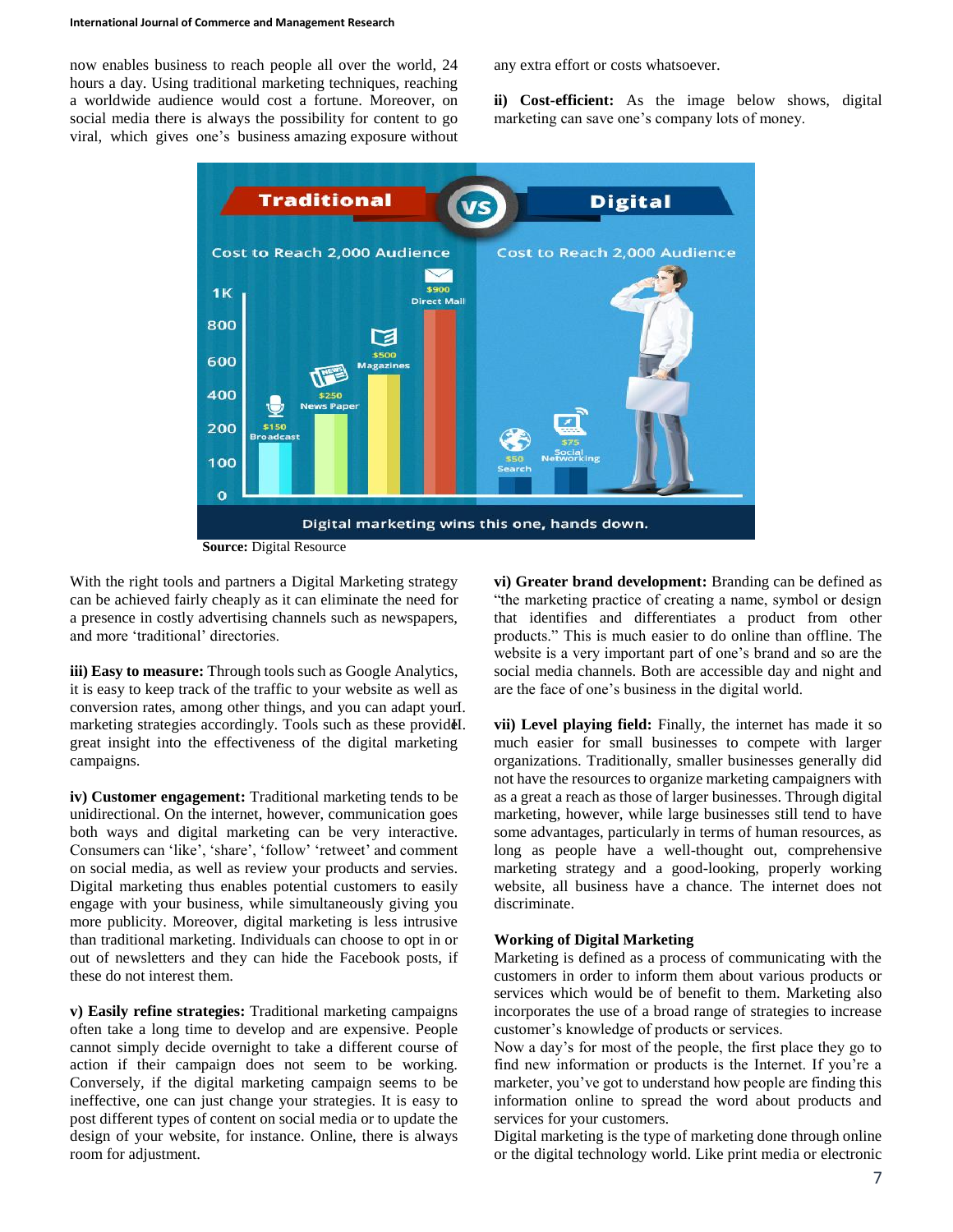now enables business to reach people all over the world, 24 hours a day. Using traditional marketing techniques, reaching a worldwide audience would cost a fortune. Moreover, on social media there is always the possibility for content to go viral, which gives one's business amazing exposure without any extra effort or costs whatsoever.

**ii) Cost-efficient:** As the image below shows, digital marketing can save one's company lots of money.

**Source:** Digital Resource

With the right tools and partners a Digital Marketing strategy can be achieved fairly cheaply as it can eliminate the need for a presence in costly advertising channels such as newspapers, and more 'traditional' directories.

**iii) Easy to measure:** Through tools such as Google Analytics, it is easy to keep track of the traffic to your website as well as conversion rates, among other things, and you can adapt your marketing strategies accordingly. Tools such as these provide great insight into the effectiveness of the digital marketing campaigns.

**iv) Customer engagement:** Traditional marketing tends to be unidirectional. On the internet, however, communication goes both ways and digital marketing can be very interactive. Consumers can 'like', 'share', 'follow' 'retweet' and comment on social media, as well as review your products and servies. Digital marketing thus enables potential customers to easily engage with your business, while simultaneously giving you more publicity. Moreover, digital marketing is less intrusive than traditional marketing. Individuals can choose to opt in or out of newsletters and they can hide the Facebook posts, if these do not interest them.

**v) Easily refine strategies:** Traditional marketing campaigns often take a long time to develop and are expensive. People cannot simply decide overnight to take a different course of action if their campaign does not seem to be working. Conversely, if the digital marketing campaign seems to be ineffective, one can just change your strategies. It is easy to post different types of content on social media or to update the design of your website, for instance. Online, there is always room for adjustment.

**vi) Greater brand development:** Branding can be defined as "the marketing practice of creating a name, symbol or design that identifies and differentiates a product from other products." This is much easier to do online than offline. The website is a very important part of one's brand and so are the social media channels. Both are accessible day and night and are the face of one's business in the digital world.

**vii) Level playing field:** Finally, the internet has made it so much easier for small businesses to compete with larger organizations. Traditionally, smaller businesses generally did not have the resources to organize marketing campaigners with as a great a reach as those of larger businesses. Through digital marketing, however, while large businesses still tend to have some advantages, particularly in terms of human resources, as long as people have a well-thought out, comprehensive marketing strategy and a good-looking, properly working website, all business have a chance. The internet does not discriminate.

## Working of Digital Marketing

Marketing is defined as a process of communicating with the customers in order to inform them about various products or services which would be of benefit to them. Marketing also incorporates the use of a broad range of strategies to increase customer's knowledge of products or services.

Now a day's for most of the people, the first place they go to find new information or products is the Internet. If you're a marketer, you've got to understand how people are finding this information online to spread the word about products and services for your customers.

Digital marketing is the type of marketing done through online or the digital technology world. Like print media or electronic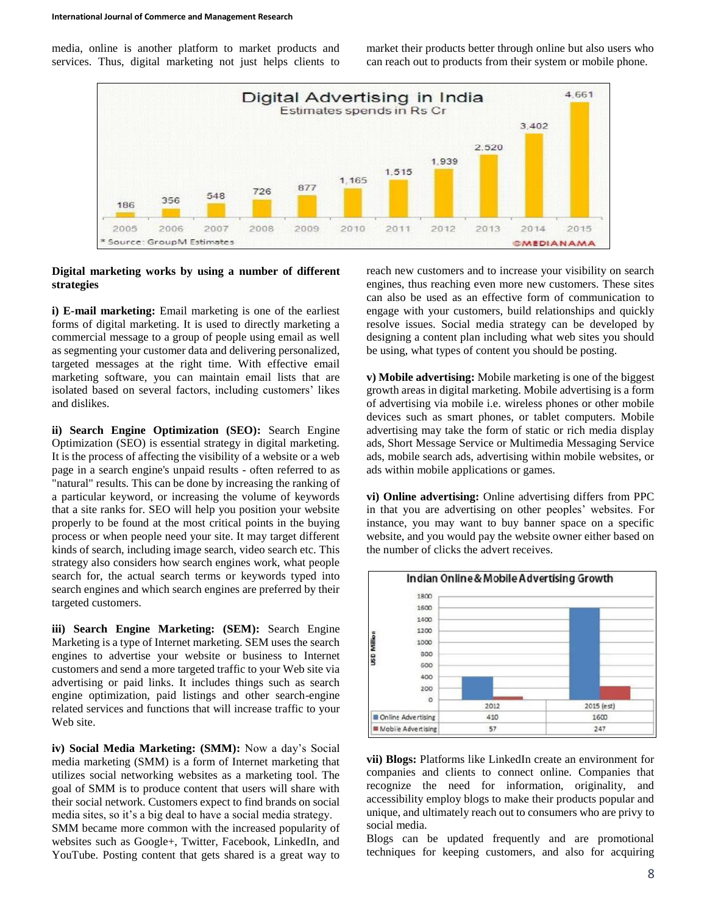media, online is another platform to market products and services. Thus, digital marketing not just helps clients to market their products better through online but also users who can reach out to products from their system or mobile phone.

**Digital marketing works by using a number of different strategies**

**i) E-mail marketing:** Email marketing is one of the earliest forms of digital marketing. It is used to directly marketing a commercial message to a group of people using email as well as segmenting your customer data and delivering personalized, targeted messages at the right time. With effective email marketing software, you can maintain email lists that are isolated based on several factors, including customers' likes and dislikes.

**ii) Search Engine Optimization (SEO):** Search Engine Optimization (SEO) is essential strategy in digital marketing. It is the process of affecting the visibility of a website or a web page in a search engine's unpaid results - often referred to as "natural" results. This can be done by increasing the ranking of a particular keyword, or increasing the volume of keywords that a site ranks for. SEO will help you position your website properly to be found at the most critical points in the buying process or when people need your site. It may target different kinds of search, including image search, video search etc. This strategy also considers how search engines work, what people search for, the actual search terms or keywords typed into search engines and which search engines are preferred by their targeted customers.

**iii) Search Engine Marketing: (SEM):** Search Engine Marketing is a type of Internet marketing. SEM uses the search engines to advertise your website or business to Internet customers and send a more targeted traffic to your Web site via advertising or paid links. It includes things such as search engine optimization, paid listings and other search-engine related services and functions that will increase traffic to your Web site.

**iv) Social Media Marketing: (SMM):** Now a day's Social media marketing (SMM) is a form of Internet marketing that utilizes social networking websites as a marketing tool. The goal of SMM is to produce content that users will share with their social network. Customers expect to find brands on social media sites, so it's a big deal to have a social media strategy.

SMM became more common with the increased popularity of websites such as Google+, Twitter, Facebook, LinkedIn, and YouTube. Posting content that gets shared is a great way to reach new customers and to increase your visibility on search engines, thus reaching even more new customers. These sites can also be used as an effective form of communication to engage with your customers, build relationships and quickly resolve issues. Social media strategy can be developed by designing a content plan including what web sites you should be using, what types of content you should be posting.

**v) Mobile advertising:** Mobile marketing is one of the biggest growth areas in digital marketing. Mobile advertising is a form of advertising via mobile i.e. wireless phones or other mobile devices such as smart phones, or tablet computers. Mobile advertising may take the form of static or rich media display ads, Short Message Service or Multimedia Messaging Service ads, mobile search ads, advertising within mobile websites, or ads within mobile applications or games.

**vi) Online advertising:** Online advertising differs from PPC in that you are advertising on other peoples' websites. For instance, you may want to buy banner space on a specific website, and you would pay the website owner either based on the number of clicks the advert receives.

**vii) Blogs:** Platforms like LinkedIn create an environment for companies and clients to connect online. Companies that recognize the need for information, originality, and accessibility employ blogs to make their products popular and unique, and ultimately reach out to consumers who are privy to social media.

Blogs can be updated frequently and are promotional techniques for keeping customers, and also for acquiring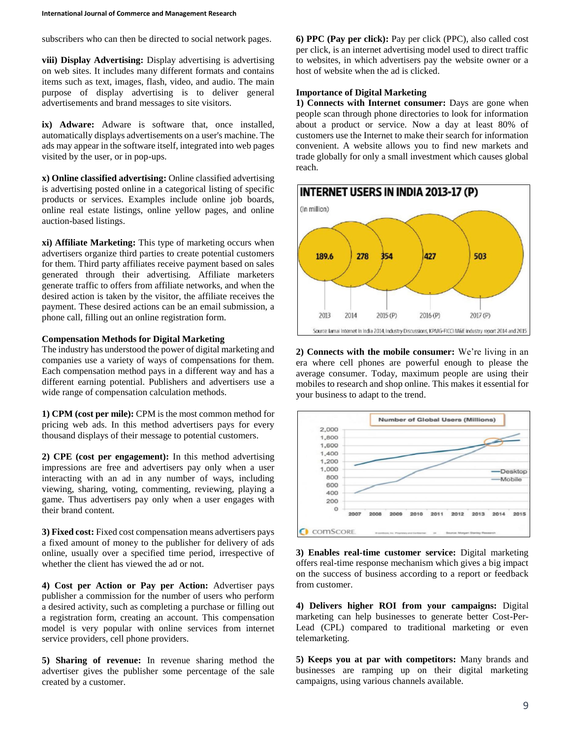subscribers who can then be directed to social network pages.

**viii) Display Advertising:** Display advertising is advertising on web sites. It includes many different formats and contains items such as text, images, flash, video, and audio. The main purpose of display advertising is to deliver general advertisements and brand messages to site visitors.

**ix) Adware:** Adware is software that, once installed, automatically displays advertisements on a user's machine. The ads may appear in the software itself, integrated into web pages visited by the user, or in pop-ups.

**x) Online classified advertising:** Online classified advertising is advertising posted online in a categorical listing of specific products or services. Examples include online job boards, online real estate listings, online yellow pages, and online auction-based listings.

**xi) Affiliate Marketing:** This type of marketing occurs when advertisers organize third parties to create potential customers for them. Third party affiliates receive payment based on sales generated through their advertising. Affiliate marketers generate traffic to offers from affiliate networks, and when the desired action is taken by the visitor, the affiliate receives the payment. These desired actions can be an email submission, a phone call, filling out an online registration form.

**Compensation Methods for Digital Marketing**

The industry has understood the power of digital marketing and companies use a variety of ways of compensations for them. Each compensation method pays in a different way and has a different earning potential. Publishers and advertisers use a wide range of compensation calculation methods.

**1) CPM (cost per mile):** CPM is the most common method for pricing web ads. In this method advertisers pays for every thousand displays of their message to potential customers.

**2) CPE (cost per engagement):** In this method advertising impressions are free and advertisers pay only when a user interacting with an ad in any number of ways, including viewing, sharing, voting, commenting, reviewing, playing a game. Thus advertisers pay only when a user engages with their brand content.

**3) Fixed cost:** Fixed cost compensation means advertisers pays a fixed amount of money to the publisher for delivery of ads online, usually over a specified time period, irrespective of whether the client has viewed the ad or not.

**4) Cost per Action or Pay per Action:** Advertiser pays publisher a commission for the number of users who perform a desired activity, such as completing a purchase or filling out a registration form, creating an account. This compensation model is very popular with online services from internet service providers, cell phone providers.

**5) Sharing of revenue:** In revenue sharing method the advertiser gives the publisher some percentage of the sale created by a customer.

**6) PPC (Pay per click):** Pay per click (PPC), also called cost per click, is an internet advertising model used to direct traffic to websites, in which advertisers pay the website owner or a host of website when the ad is clicked.

**Importance of Digital Marketing**

**1) Connects with Internet consumer:** Days are gone when people scan through phone directories to look for information about a product or service. Now a day at least 80% of customers use the Internet to make their search for information convenient. A website allows you to find new markets and trade globally for only a small investment which causes global reach.

**INTERNET USERS IN INDIA 2013-17 (P)**

(In million)

| Year | Users |
|---|---|
| 2013 | 189.6 |
| 2014 | 278 |
| 2015 (P) | 354 |
| 2016 (P) | 427 |
| 2017 (P) | 503 |

Source: Iamai Internet in India 2014, Industry Discussions, KPMG-FICCI M&E industry report 2014 and 2015

**2) Connects with the mobile consumer:** We're living in an era where cell phones are powerful enough to please the average consumer. Today, maximum people are using their mobiles to research and shop online. This makes it essential for your business to adapt to the trend.

Number of Global Users (Millions) — Desktop, Mobile (2007–2015)

comScore. Source: Morgan Stanley Research

**3) Enables real-time customer service:** Digital marketing offers real-time response mechanism which gives a big impact on the success of business according to a report or feedback from customer.

**4) Delivers higher ROI from your campaigns:** Digital marketing can help businesses to generate better Cost-Per-Lead (CPL) compared to traditional marketing or even telemarketing.

**5) Keeps you at par with competitors:** Many brands and businesses are ramping up on their digital marketing campaigns, using various channels available.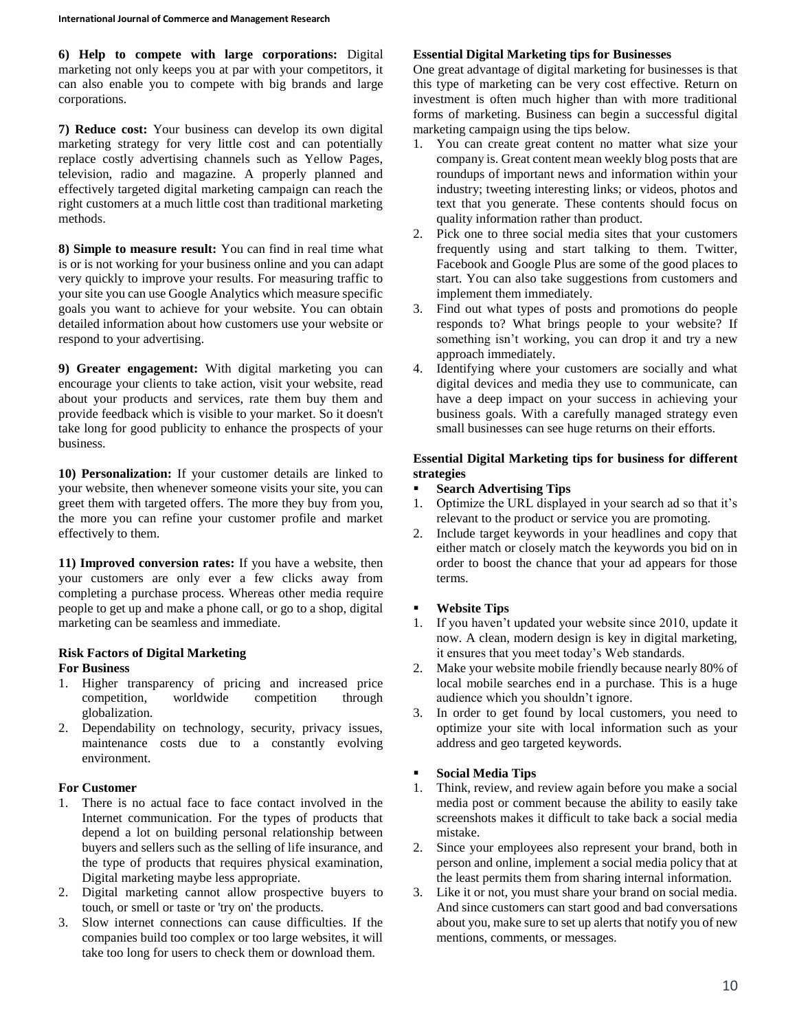**6) Help to compete with large corporations:** Digital marketing not only keeps you at par with your competitors, it can also enable you to compete with big brands and large corporations.

**7) Reduce cost:** Your business can develop its own digital marketing strategy for very little cost and can potentially replace costly advertising channels such as Yellow Pages, television, radio and magazine. A properly planned and effectively targeted digital marketing campaign can reach the right customers at a much little cost than traditional marketing methods.

**8) Simple to measure result:** You can find in real time what is or is not working for your business online and you can adapt very quickly to improve your results. For measuring traffic to your site you can use Google Analytics which measure specific goals you want to achieve for your website. You can obtain detailed information about how customers use your website or respond to your advertising.

**9) Greater engagement:** With digital marketing you can encourage your clients to take action, visit your website, read about your products and services, rate them buy them and provide feedback which is visible to your market. So it doesn't take long for good publicity to enhance the prospects of your business.

**10) Personalization:** If your customer details are linked to your website, then whenever someone visits your site, you can greet them with targeted offers. The more they buy from you, the more you can refine your customer profile and market effectively to them.

**11) Improved conversion rates:** If you have a website, then your customers are only ever a few clicks away from completing a purchase process. Whereas other media require people to get up and make a phone call, or go to a shop, digital marketing can be seamless and immediate.

### Risk Factors of Digital Marketing

**For Business**

1. Higher transparency of pricing and increased price competition, worldwide competition through globalization.
2. Dependability on technology, security, privacy issues, maintenance costs due to a constantly evolving environment.

**For Customer**

1. There is no actual face to face contact involved in the Internet communication. For the types of products that depend a lot on building personal relationship between buyers and sellers such as the selling of life insurance, and the type of products that requires physical examination, Digital marketing maybe less appropriate.
2. Digital marketing cannot allow prospective buyers to touch, or smell or taste or 'try on' the products.
3. Slow internet connections can cause difficulties. If the companies build too complex or too large websites, it will take too long for users to check them or download them.

### Essential Digital Marketing tips for Businesses

One great advantage of digital marketing for businesses is that this type of marketing can be very cost effective. Return on investment is often much higher than with more traditional forms of marketing. Business can begin a successful digital marketing campaign using the tips below.

1. You can create great content no matter what size your company is. Great content mean weekly blog posts that are roundups of important news and information within your industry; tweeting interesting links; or videos, photos and text that you generate. These contents should focus on quality information rather than product.
2. Pick one to three social media sites that your customers frequently using and start talking to them. Twitter, Facebook and Google Plus are some of the good places to start. You can also take suggestions from customers and implement them immediately.
3. Find out what types of posts and promotions do people responds to? What brings people to your website? If something isn't working, you can drop it and try a new approach immediately.
4. Identifying where your customers are socially and what digital devices and media they use to communicate, can have a deep impact on your success in achieving your business goals. With a carefully managed strategy even small businesses can see huge returns on their efforts.

### Essential Digital Marketing tips for business for different strategies

- **Search Advertising Tips**

1. Optimize the URL displayed in your search ad so that it's relevant to the product or service you are promoting.
2. Include target keywords in your headlines and copy that either match or closely match the keywords you bid on in order to boost the chance that your ad appears for those terms.

- **Website Tips**

1. If you haven't updated your website since 2010, update it now. A clean, modern design is key in digital marketing, it ensures that you meet today's Web standards.
2. Make your website mobile friendly because nearly 80% of local mobile searches end in a purchase. This is a huge audience which you shouldn't ignore.
3. In order to get found by local customers, you need to optimize your site with local information such as your address and geo targeted keywords.

- **Social Media Tips**

1. Think, review, and review again before you make a social media post or comment because the ability to easily take screenshots makes it difficult to take back a social media mistake.
2. Since your employees also represent your brand, both in person and online, implement a social media policy that at the least permits them from sharing internal information.
3. Like it or not, you must share your brand on social media. And since customers can start good and bad conversations about you, make sure to set up alerts that notify you of new mentions, comments, or messages.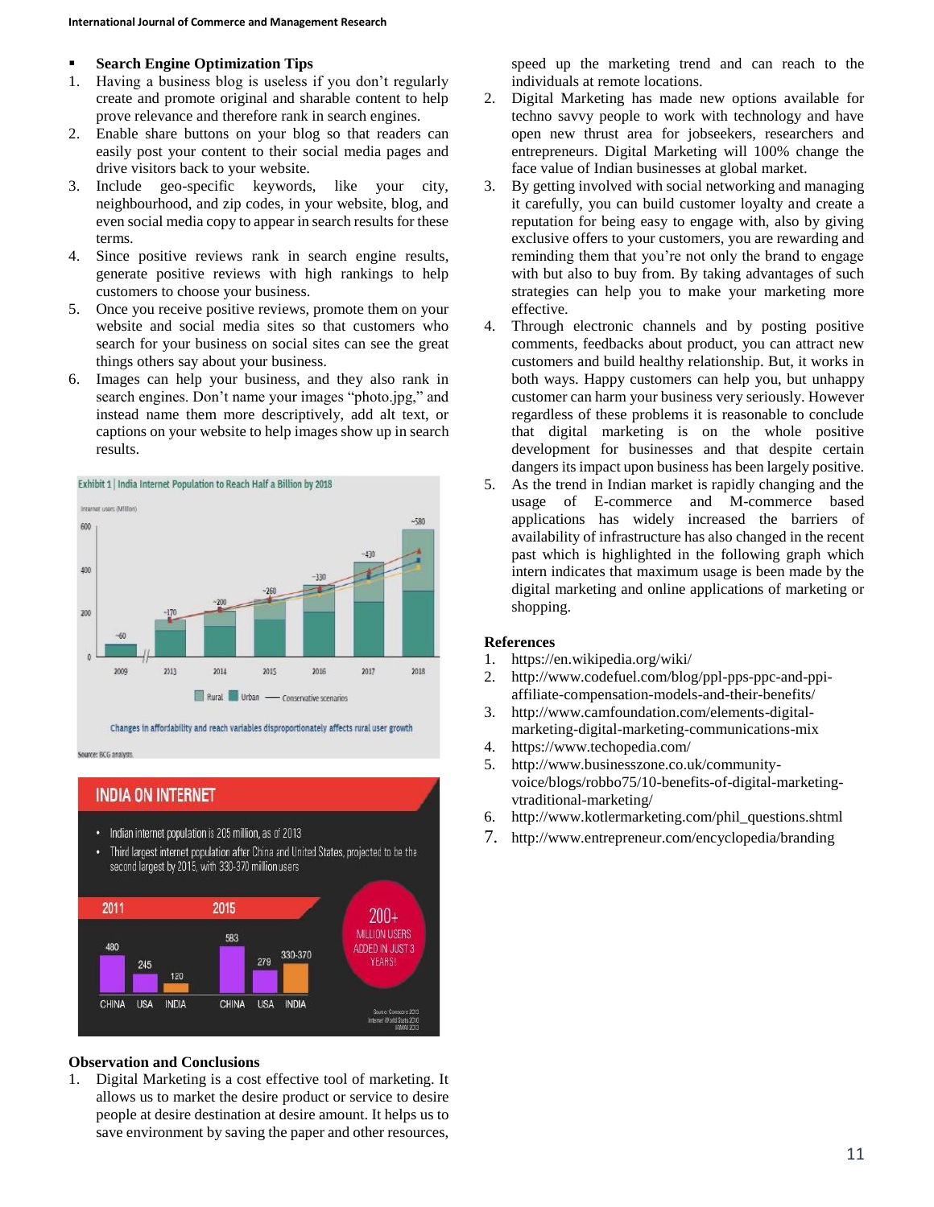- **Search Engine Optimization Tips**

1. Having a business blog is useless if you don't regularly create and promote original and sharable content to help prove relevance and therefore rank in search engines.
2. Enable share buttons on your blog so that readers can easily post your content to their social media pages and drive visitors back to your website.
3. Include geo-specific keywords, like your city, neighbourhood, and zip codes, in your website, blog, and even social media copy to appear in search results for these terms.
4. Since positive reviews rank in search engine results, generate positive reviews with high rankings to help customers to choose your business.
5. Once you receive positive reviews, promote them on your website and social media sites so that customers who search for your business on social sites can see the great things others say about your business.
6. Images can help your business, and they also rank in search engines. Don't name your images "photo.jpg," and instead name them more descriptively, add alt text, or captions on your website to help images show up in search results.

Exhibit 1 | India Internet Population to Reach Half a Billion by 2018

Internet users (Million)

600
400
200
0

~60
~170
~200
~260
~330
~430
~580

2009
2013
2014
2015
2016
2017
2018

Rural  Urban  Conservative scenarios

Changes in affordability and reach variables disproportionately affects rural user growth

Source: BCG analysis.

INDIA ON INTERNET

- Indian internet population is 205 million, as of 2013
- Third largest internet population after China and United States, projected to be the second largest by 2015, with 330-370 million users

2011
480
245
120
CHINA USA INDIA

2015
583
279
330-370
CHINA USA INDIA

200+ MILLION USERS ADDED IN JUST 3 YEARS!

Source: Comscore 2013, Internet World Stats 2010, IAMAI 2013

**Observation and Conclusions**

1. Digital Marketing is a cost effective tool of marketing. It allows us to market the desire product or service to desire people at desire destination at desire amount. It helps us to save environment by saving the paper and other resources, speed up the marketing trend and can reach to the individuals at remote locations.
2. Digital Marketing has made new options available for techno savvy people to work with technology and have open new thrust area for jobseekers, researchers and entrepreneurs. Digital Marketing will 100% change the face value of Indian businesses at global market.
3. By getting involved with social networking and managing it carefully, you can build customer loyalty and create a reputation for being easy to engage with, also by giving exclusive offers to your customers, you are rewarding and reminding them that you're not only the brand to engage with but also to buy from. By taking advantages of such strategies can help you to make your marketing more effective.
4. Through electronic channels and by posting positive comments, feedbacks about product, you can attract new customers and build healthy relationship. But, it works in both ways. Happy customers can help you, but unhappy customer can harm your business very seriously. However regardless of these problems it is reasonable to conclude that digital marketing is on the whole positive development for businesses and that despite certain dangers its impact upon business has been largely positive.
5. As the trend in Indian market is rapidly changing and the usage of E-commerce and M-commerce based applications has widely increased the barriers of availability of infrastructure has also changed in the recent past which is highlighted in the following graph which intern indicates that maximum usage is been made by the digital marketing and online applications of marketing or shopping.

**References**

1. https://en.wikipedia.org/wiki/
2. http://www.codefuel.com/blog/ppl-pps-ppc-and-ppi-affiliate-compensation-models-and-their-benefits/
3. http://www.camfoundation.com/elements-digital-marketing-digital-marketing-communications-mix
4. https://www.techopedia.com/
5. http://www.businesszone.co.uk/community-voice/blogs/robbo75/10-benefits-of-digital-marketing-vtraditional-marketing/
6. http://www.kotlermarketing.com/phil_questions.shtml
7. http://www.entrepreneur.com/encyclopedia/branding